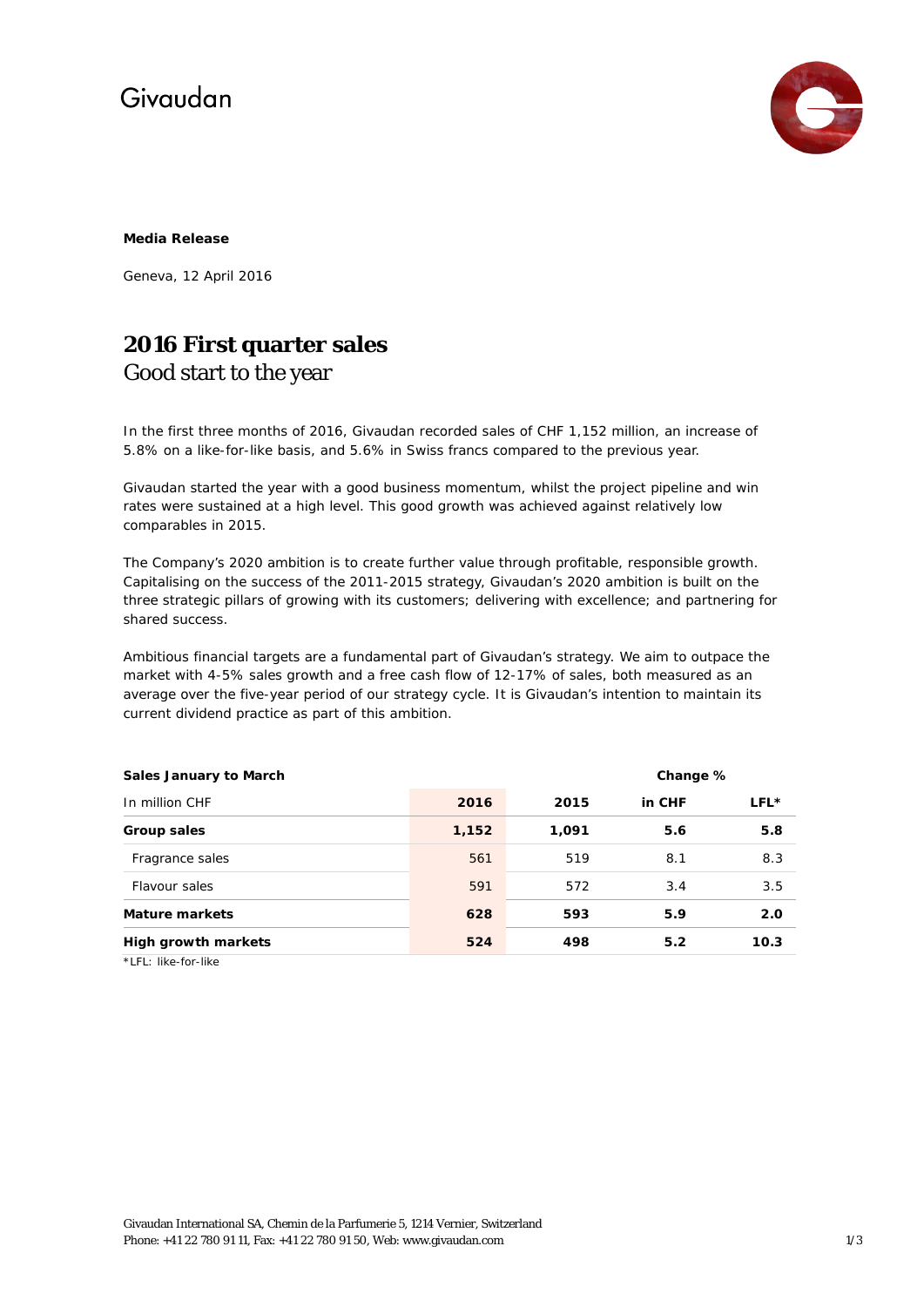Givaudan

**Media Release**

Geneva, 12 April 2016

# 2016 First quarter sales

## Good start to the year

In the first three months of 2016, Givaudan recorded sales of CHF 1,152 million, an increase of 5.8% on a like-for-like basis, and 5.6% in Swiss francs compared to the previous year.

Givaudan started the year with a good business momentum, whilst the project pipeline and win rates were sustained at a high level. This good growth was achieved against relatively low comparables in 2015.

The Company's 2020 ambition is to create further value through profitable, responsible growth. Capitalising on the success of the 2011-2015 strategy, Givaudan's 2020 ambition is built on the three strategic pillars of growing with its customers; delivering with excellence; and partnering for shared success.

Ambitious financial targets are a fundamental part of Givaudan's strategy. We aim to outpace the market with 4-5% sales growth and a free cash flow of 12-17% of sales, both measured as an average over the five-year period of our strategy cycle. It is Givaudan's intention to maintain its current dividend practice as part of this ambition.

| **Sales January to March** | | | **Change %** | |
|---|---|---|---|---|
| In million CHF | **2016** | **2015** | **in CHF** | **LFL*** |
| **Group sales** | **1,152** | **1,091** | **5.6** | **5.8** |
| Fragrance sales | 561 | 519 | 8.1 | 8.3 |
| Flavour sales | 591 | 572 | 3.4 | 3.5 |
| **Mature markets** | **628** | **593** | **5.9** | **2.0** |
| **High growth markets** | **524** | **498** | **5.2** | **10.3** |

*LFL: like-for-like

Givaudan International SA, Chemin de la Parfumerie 5, 1214 Vernier, Switzerland
Phone: +41 22 780 91 11, Fax: +41 22 780 91 50, Web: www.givaudan.com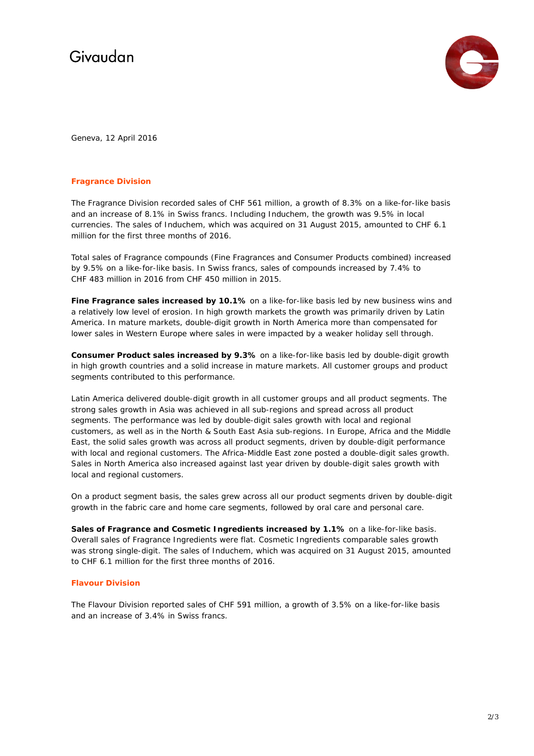Givaudan

Geneva, 12 April 2016

## Fragrance Division

The Fragrance Division recorded sales of CHF 561 million, a growth of 8.3% on a like-for-like basis and an increase of 8.1% in Swiss francs. Including Induchem, the growth was 9.5% in local currencies. The sales of Induchem, which was acquired on 31 August 2015, amounted to CHF 6.1 million for the first three months of 2016.

Total sales of Fragrance compounds (Fine Fragrances and Consumer Products combined) increased by 9.5% on a like-for-like basis. In Swiss francs, sales of compounds increased by 7.4% to CHF 483 million in 2016 from CHF 450 million in 2015.

**Fine Fragrance sales increased by 10.1%** on a like-for-like basis led by new business wins and a relatively low level of erosion. In high growth markets the growth was primarily driven by Latin America. In mature markets, double-digit growth in North America more than compensated for lower sales in Western Europe where sales in were impacted by a weaker holiday sell through.

**Consumer Product sales increased by 9.3%** on a like-for-like basis led by double-digit growth in high growth countries and a solid increase in mature markets. All customer groups and product segments contributed to this performance.

Latin America delivered double-digit growth in all customer groups and all product segments. The strong sales growth in Asia was achieved in all sub-regions and spread across all product segments. The performance was led by double-digit sales growth with local and regional customers, as well as in the North & South East Asia sub-regions. In Europe, Africa and the Middle East, the solid sales growth was across all product segments, driven by double-digit performance with local and regional customers. The Africa-Middle East zone posted a double-digit sales growth. Sales in North America also increased against last year driven by double-digit sales growth with local and regional customers.

On a product segment basis, the sales grew across all our product segments driven by double-digit growth in the fabric care and home care segments, followed by oral care and personal care.

**Sales of Fragrance and Cosmetic Ingredients increased by 1.1%** on a like-for-like basis. Overall sales of Fragrance Ingredients were flat. Cosmetic Ingredients comparable sales growth was strong single-digit. The sales of Induchem, which was acquired on 31 August 2015, amounted to CHF 6.1 million for the first three months of 2016.

## Flavour Division

The Flavour Division reported sales of CHF 591 million, a growth of 3.5% on a like-for-like basis and an increase of 3.4% in Swiss francs.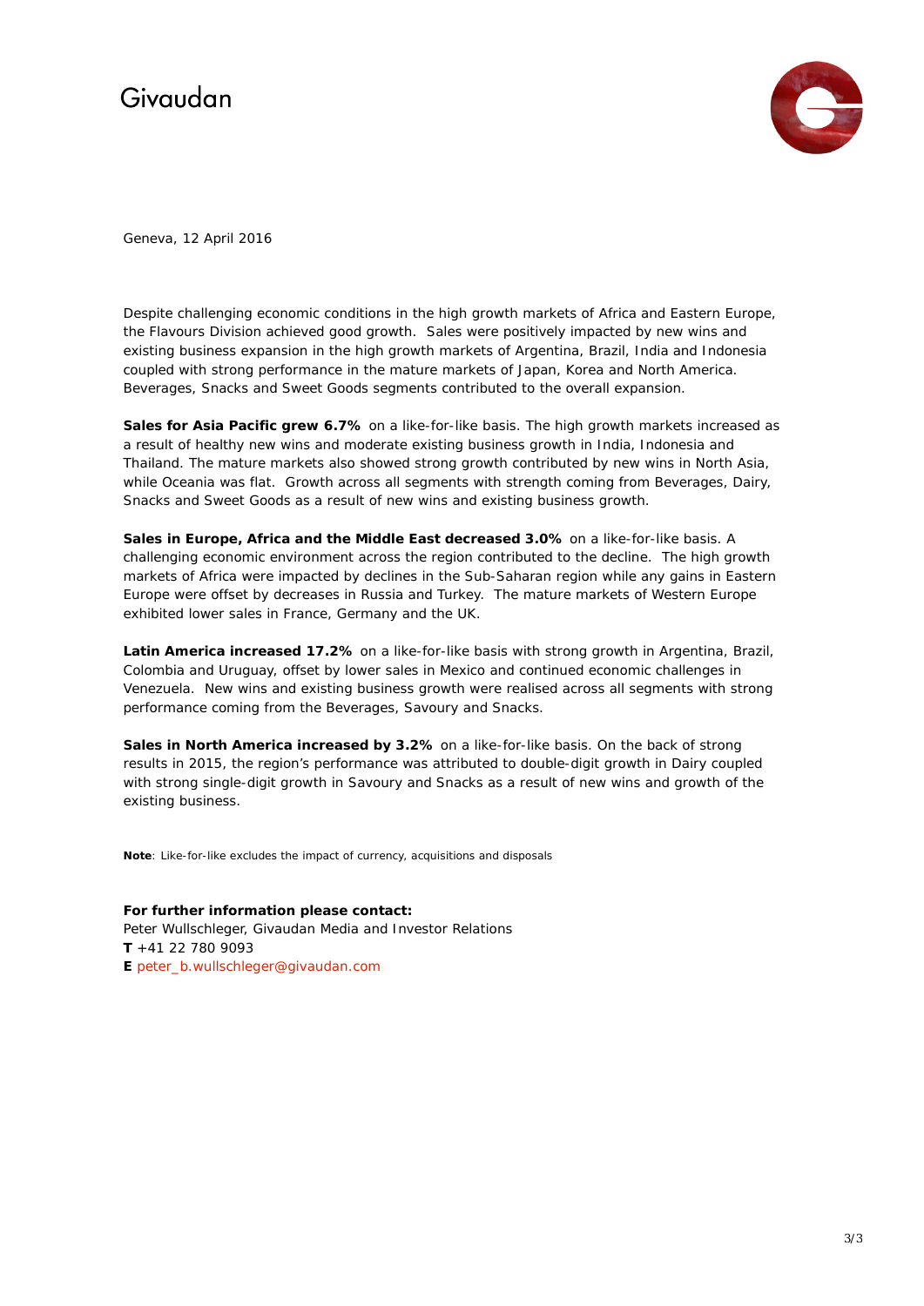Givaudan

Geneva, 12 April 2016

Despite challenging economic conditions in the high growth markets of Africa and Eastern Europe, the Flavours Division achieved good growth. Sales were positively impacted by new wins and existing business expansion in the high growth markets of Argentina, Brazil, India and Indonesia coupled with strong performance in the mature markets of Japan, Korea and North America. Beverages, Snacks and Sweet Goods segments contributed to the overall expansion.

**Sales for Asia Pacific grew 6.7%** on a like-for-like basis. The high growth markets increased as a result of healthy new wins and moderate existing business growth in India, Indonesia and Thailand. The mature markets also showed strong growth contributed by new wins in North Asia, while Oceania was flat. Growth across all segments with strength coming from Beverages, Dairy, Snacks and Sweet Goods as a result of new wins and existing business growth.

**Sales in Europe, Africa and the Middle East decreased 3.0%** on a like-for-like basis. A challenging economic environment across the region contributed to the decline. The high growth markets of Africa were impacted by declines in the Sub-Saharan region while any gains in Eastern Europe were offset by decreases in Russia and Turkey. The mature markets of Western Europe exhibited lower sales in France, Germany and the UK.

**Latin America increased 17.2%** on a like-for-like basis with strong growth in Argentina, Brazil, Colombia and Uruguay, offset by lower sales in Mexico and continued economic challenges in Venezuela. New wins and existing business growth were realised across all segments with strong performance coming from the Beverages, Savoury and Snacks.

**Sales in North America increased by 3.2%** on a like-for-like basis. On the back of strong results in 2015, the region's performance was attributed to double-digit growth in Dairy coupled with strong single-digit growth in Savoury and Snacks as a result of new wins and growth of the existing business.

**Note**: Like-for-like excludes the impact of currency, acquisitions and disposals

**For further information please contact:**
Peter Wullschleger, Givaudan Media and Investor Relations
**T** +41 22 780 9093
**E** peter_b.wullschleger@givaudan.com